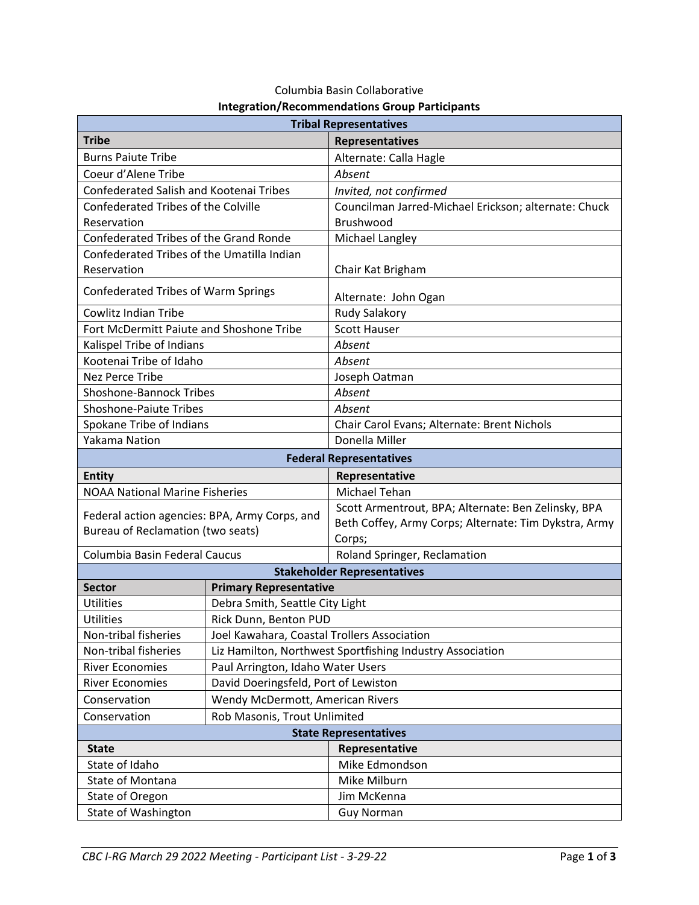Columbia Basin Collaborative

**Integration/Recommendations Group Participants**

| **Tribal Representatives** | |
|---|---|
| **Tribe** | **Representatives** |
| Burns Paiute Tribe | Alternate: Calla Hagle |
| Coeur d'Alene Tribe | *Absent* |
| Confederated Salish and Kootenai Tribes | *Invited, not confirmed* |
| Confederated Tribes of the Colville Reservation | Councilman Jarred-Michael Erickson; alternate: Chuck Brushwood |
| Confederated Tribes of the Grand Ronde | Michael Langley |
| Confederated Tribes of the Umatilla Indian Reservation | Chair Kat Brigham |
| Confederated Tribes of Warm Springs | Alternate: John Ogan |
| Cowlitz Indian Tribe | Rudy Salakory |
| Fort McDermitt Paiute and Shoshone Tribe | Scott Hauser |
| Kalispel Tribe of Indians | *Absent* |
| Kootenai Tribe of Idaho | *Absent* |
| Nez Perce Tribe | Joseph Oatman |
| Shoshone-Bannock Tribes | *Absent* |
| Shoshone-Paiute Tribes | *Absent* |
| Spokane Tribe of Indians | Chair Carol Evans; Alternate: Brent Nichols |
| Yakama Nation | Donella Miller |

| **Federal Representatives** | |
|---|---|
| **Entity** | **Representative** |
| NOAA National Marine Fisheries | Michael Tehan |
| Federal action agencies: BPA, Army Corps, and Bureau of Reclamation (two seats) | Scott Armentrout, BPA; Alternate: Ben Zelinsky, BPA Beth Coffey, Army Corps; Alternate: Tim Dykstra, Army Corps; |
| Columbia Basin Federal Caucus | Roland Springer, Reclamation |

| **Stakeholder Representatives** | |
|---|---|
| **Sector** | **Primary Representative** |
| Utilities | Debra Smith, Seattle City Light |
| Utilities | Rick Dunn, Benton PUD |
| Non-tribal fisheries | Joel Kawahara, Coastal Trollers Association |
| Non-tribal fisheries | Liz Hamilton, Northwest Sportfishing Industry Association |
| River Economies | Paul Arrington, Idaho Water Users |
| River Economies | David Doeringsfeld, Port of Lewiston |
| Conservation | Wendy McDermott, American Rivers |
| Conservation | Rob Masonis, Trout Unlimited |

| **State Representatives** | |
|---|---|
| **State** | **Representative** |
| State of Idaho | Mike Edmondson |
| State of Montana | Mike Milburn |
| State of Oregon | Jim McKenna |
| State of Washington | Guy Norman |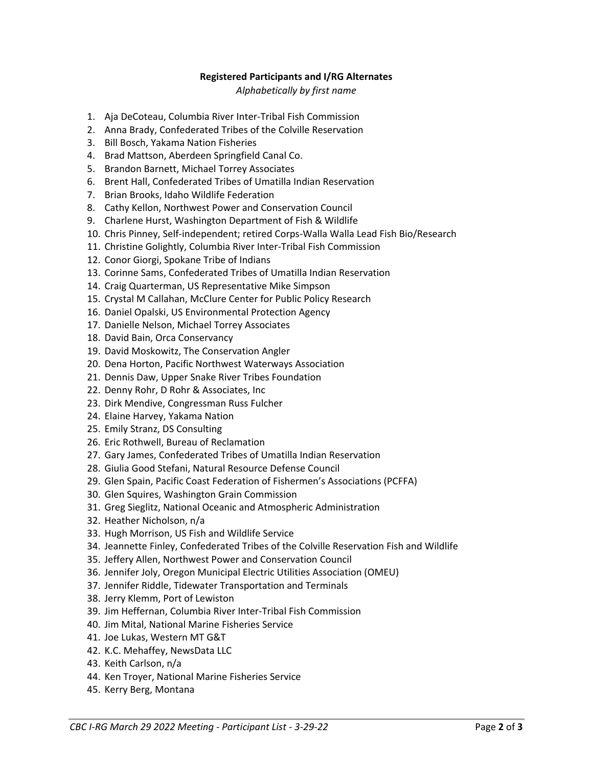**Registered Participants and I/RG Alternates**

*Alphabetically by first name*

1. Aja DeCoteau, Columbia River Inter-Tribal Fish Commission
2. Anna Brady, Confederated Tribes of the Colville Reservation
3. Bill Bosch, Yakama Nation Fisheries
4. Brad Mattson, Aberdeen Springfield Canal Co.
5. Brandon Barnett, Michael Torrey Associates
6. Brent Hall, Confederated Tribes of Umatilla Indian Reservation
7. Brian Brooks, Idaho Wildlife Federation
8. Cathy Kellon, Northwest Power and Conservation Council
9. Charlene Hurst, Washington Department of Fish & Wildlife
10. Chris Pinney, Self-independent; retired Corps-Walla Walla Lead Fish Bio/Research
11. Christine Golightly, Columbia River Inter-Tribal Fish Commission
12. Conor Giorgi, Spokane Tribe of Indians
13. Corinne Sams, Confederated Tribes of Umatilla Indian Reservation
14. Craig Quarterman, US Representative Mike Simpson
15. Crystal M Callahan, McClure Center for Public Policy Research
16. Daniel Opalski, US Environmental Protection Agency
17. Danielle Nelson, Michael Torrey Associates
18. David Bain, Orca Conservancy
19. David Moskowitz, The Conservation Angler
20. Dena Horton, Pacific Northwest Waterways Association
21. Dennis Daw, Upper Snake River Tribes Foundation
22. Denny Rohr, D Rohr & Associates, Inc
23. Dirk Mendive, Congressman Russ Fulcher
24. Elaine Harvey, Yakama Nation
25. Emily Stranz, DS Consulting
26. Eric Rothwell, Bureau of Reclamation
27. Gary James, Confederated Tribes of Umatilla Indian Reservation
28. Giulia Good Stefani, Natural Resource Defense Council
29. Glen Spain, Pacific Coast Federation of Fishermen's Associations (PCFFA)
30. Glen Squires, Washington Grain Commission
31. Greg Sieglitz, National Oceanic and Atmospheric Administration
32. Heather Nicholson, n/a
33. Hugh Morrison, US Fish and Wildlife Service
34. Jeannette Finley, Confederated Tribes of the Colville Reservation Fish and Wildlife
35. Jeffery Allen, Northwest Power and Conservation Council
36. Jennifer Joly, Oregon Municipal Electric Utilities Association (OMEU)
37. Jennifer Riddle, Tidewater Transportation and Terminals
38. Jerry Klemm, Port of Lewiston
39. Jim Heffernan, Columbia River Inter-Tribal Fish Commission
40. Jim Mital, National Marine Fisheries Service
41. Joe Lukas, Western MT G&T
42. K.C. Mehaffey, NewsData LLC
43. Keith Carlson, n/a
44. Ken Troyer, National Marine Fisheries Service
45. Kerry Berg, Montana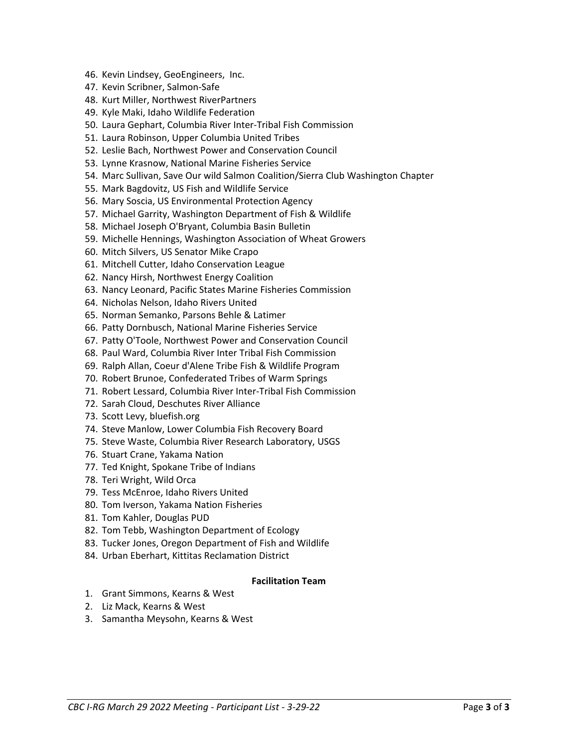46. Kevin Lindsey, GeoEngineers, Inc.
47. Kevin Scribner, Salmon-Safe
48. Kurt Miller, Northwest RiverPartners
49. Kyle Maki, Idaho Wildlife Federation
50. Laura Gephart, Columbia River Inter-Tribal Fish Commission
51. Laura Robinson, Upper Columbia United Tribes
52. Leslie Bach, Northwest Power and Conservation Council
53. Lynne Krasnow, National Marine Fisheries Service
54. Marc Sullivan, Save Our wild Salmon Coalition/Sierra Club Washington Chapter
55. Mark Bagdovitz, US Fish and Wildlife Service
56. Mary Soscia, US Environmental Protection Agency
57. Michael Garrity, Washington Department of Fish & Wildlife
58. Michael Joseph O'Bryant, Columbia Basin Bulletin
59. Michelle Hennings, Washington Association of Wheat Growers
60. Mitch Silvers, US Senator Mike Crapo
61. Mitchell Cutter, Idaho Conservation League
62. Nancy Hirsh, Northwest Energy Coalition
63. Nancy Leonard, Pacific States Marine Fisheries Commission
64. Nicholas Nelson, Idaho Rivers United
65. Norman Semanko, Parsons Behle & Latimer
66. Patty Dornbusch, National Marine Fisheries Service
67. Patty O'Toole, Northwest Power and Conservation Council
68. Paul Ward, Columbia River Inter Tribal Fish Commission
69. Ralph Allan, Coeur d'Alene Tribe Fish & Wildlife Program
70. Robert Brunoe, Confederated Tribes of Warm Springs
71. Robert Lessard, Columbia River Inter-Tribal Fish Commission
72. Sarah Cloud, Deschutes River Alliance
73. Scott Levy, bluefish.org
74. Steve Manlow, Lower Columbia Fish Recovery Board
75. Steve Waste, Columbia River Research Laboratory, USGS
76. Stuart Crane, Yakama Nation
77. Ted Knight, Spokane Tribe of Indians
78. Teri Wright, Wild Orca
79. Tess McEnroe, Idaho Rivers United
80. Tom Iverson, Yakama Nation Fisheries
81. Tom Kahler, Douglas PUD
82. Tom Tebb, Washington Department of Ecology
83. Tucker Jones, Oregon Department of Fish and Wildlife
84. Urban Eberhart, Kittitas Reclamation District

**Facilitation Team**

1. Grant Simmons, Kearns & West
2. Liz Mack, Kearns & West
3. Samantha Meysohn, Kearns & West